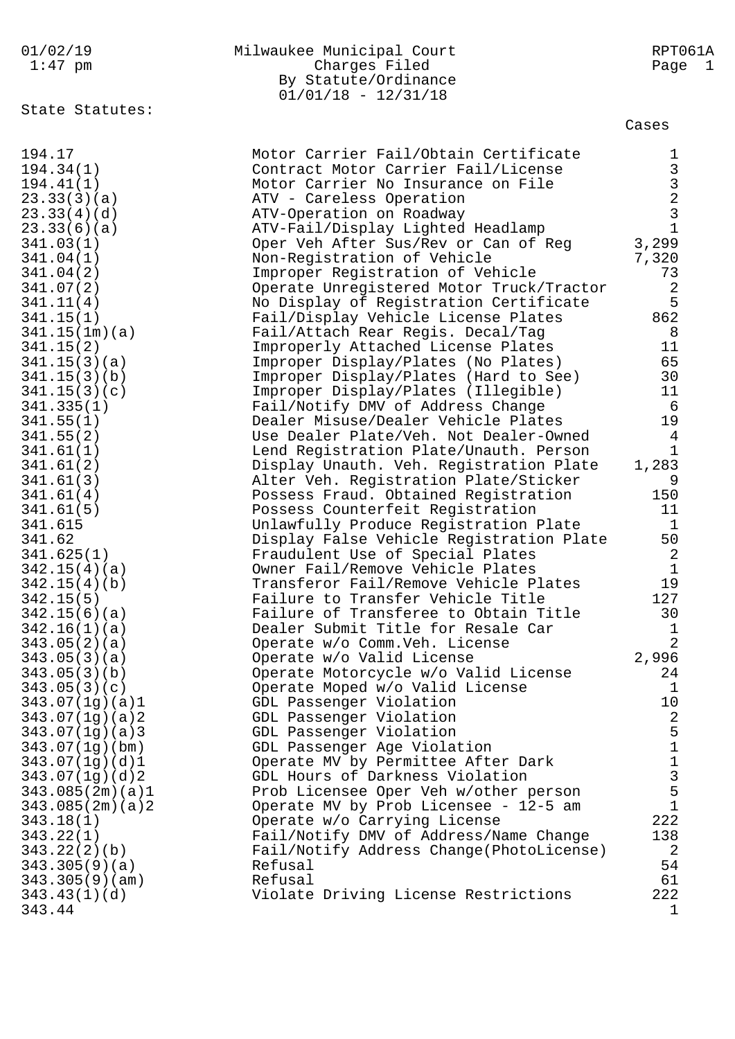01/02/19 1:47 pm

# Milwaukee Municipal Court
## Charges Filed
### By Statute/Ordinance
01/01/18 - 12/31/18

RPT061A

State Statutes:

| Statute | Description | Cases |
|---|---|---|
| 194.17 | Motor Carrier Fail/Obtain Certificate | 1 |
| 194.34(1) | Contract Motor Carrier Fail/License | 3 |
| 194.41(1) | Motor Carrier No Insurance on File | 3 |
| 23.33(3)(a) | ATV - Careless Operation | 2 |
| 23.33(4)(d) | ATV-Operation on Roadway | 3 |
| 23.33(6)(a) | ATV-Fail/Display Lighted Headlamp | 1 |
| 341.03(1) | Oper Veh After Sus/Rev or Can of Reg | 3,299 |
| 341.04(1) | Non-Registration of Vehicle | 7,320 |
| 341.04(2) | Improper Registration of Vehicle | 73 |
| 341.07(2) | Operate Unregistered Motor Truck/Tractor | 2 |
| 341.11(4) | No Display of Registration Certificate | 5 |
| 341.15(1) | Fail/Display Vehicle License Plates | 862 |
| 341.15(1m)(a) | Fail/Attach Rear Regis. Decal/Tag | 8 |
| 341.15(2) | Improperly Attached License Plates | 11 |
| 341.15(3)(a) | Improper Display/Plates (No Plates) | 65 |
| 341.15(3)(b) | Improper Display/Plates (Hard to See) | 30 |
| 341.15(3)(c) | Improper Display/Plates (Illegible) | 11 |
| 341.335(1) | Fail/Notify DMV of Address Change | 6 |
| 341.55(1) | Dealer Misuse/Dealer Vehicle Plates | 19 |
| 341.55(2) | Use Dealer Plate/Veh. Not Dealer-Owned | 4 |
| 341.61(1) | Lend Registration Plate/Unauth. Person | 1 |
| 341.61(2) | Display Unauth. Veh. Registration Plate | 1,283 |
| 341.61(3) | Alter Veh. Registration Plate/Sticker | 9 |
| 341.61(4) | Possess Fraud. Obtained Registration | 150 |
| 341.61(5) | Possess Counterfeit Registration | 11 |
| 341.615 | Unlawfully Produce Registration Plate | 1 |
| 341.62 | Display False Vehicle Registration Plate | 50 |
| 341.625(1) | Fraudulent Use of Special Plates | 2 |
| 342.15(4)(a) | Owner Fail/Remove Vehicle Plates | 1 |
| 342.15(4)(b) | Transferor Fail/Remove Vehicle Plates | 19 |
| 342.15(5) | Failure to Transfer Vehicle Title | 127 |
| 342.15(6)(a) | Failure of Transferee to Obtain Title | 30 |
| 342.16(1)(a) | Dealer Submit Title for Resale Car | 1 |
| 343.05(2)(a) | Operate w/o Comm.Veh. License | 2 |
| 343.05(3)(a) | Operate w/o Valid License | 2,996 |
| 343.05(3)(b) | Operate Motorcycle w/o Valid License | 24 |
| 343.05(3)(c) | Operate Moped w/o Valid License | 1 |
| 343.07(1g)(a)1 | GDL Passenger Violation | 10 |
| 343.07(1g)(a)2 | GDL Passenger Violation | 2 |
| 343.07(1g)(a)3 | GDL Passenger Violation | 5 |
| 343.07(1g)(bm) | GDL Passenger Age Violation | 1 |
| 343.07(1g)(d)1 | Operate MV by Permittee After Dark | 1 |
| 343.07(1g)(d)2 | GDL Hours of Darkness Violation | 3 |
| 343.085(2m)(a)1 | Prob Licensee Oper Veh w/other person | 5 |
| 343.085(2m)(a)2 | Operate MV by Prob Licensee - 12-5 am | 1 |
| 343.18(1) | Operate w/o Carrying License | 222 |
| 343.22(1) | Fail/Notify DMV of Address/Name Change | 138 |
| 343.22(2)(b) | Fail/Notify Address Change(PhotoLicense) | 2 |
| 343.305(9)(a) | Refusal | 54 |
| 343.305(9)(am) | Refusal | 61 |
| 343.43(1)(d) | Violate Driving License Restrictions | 222 |
| 343.44 | | 1 |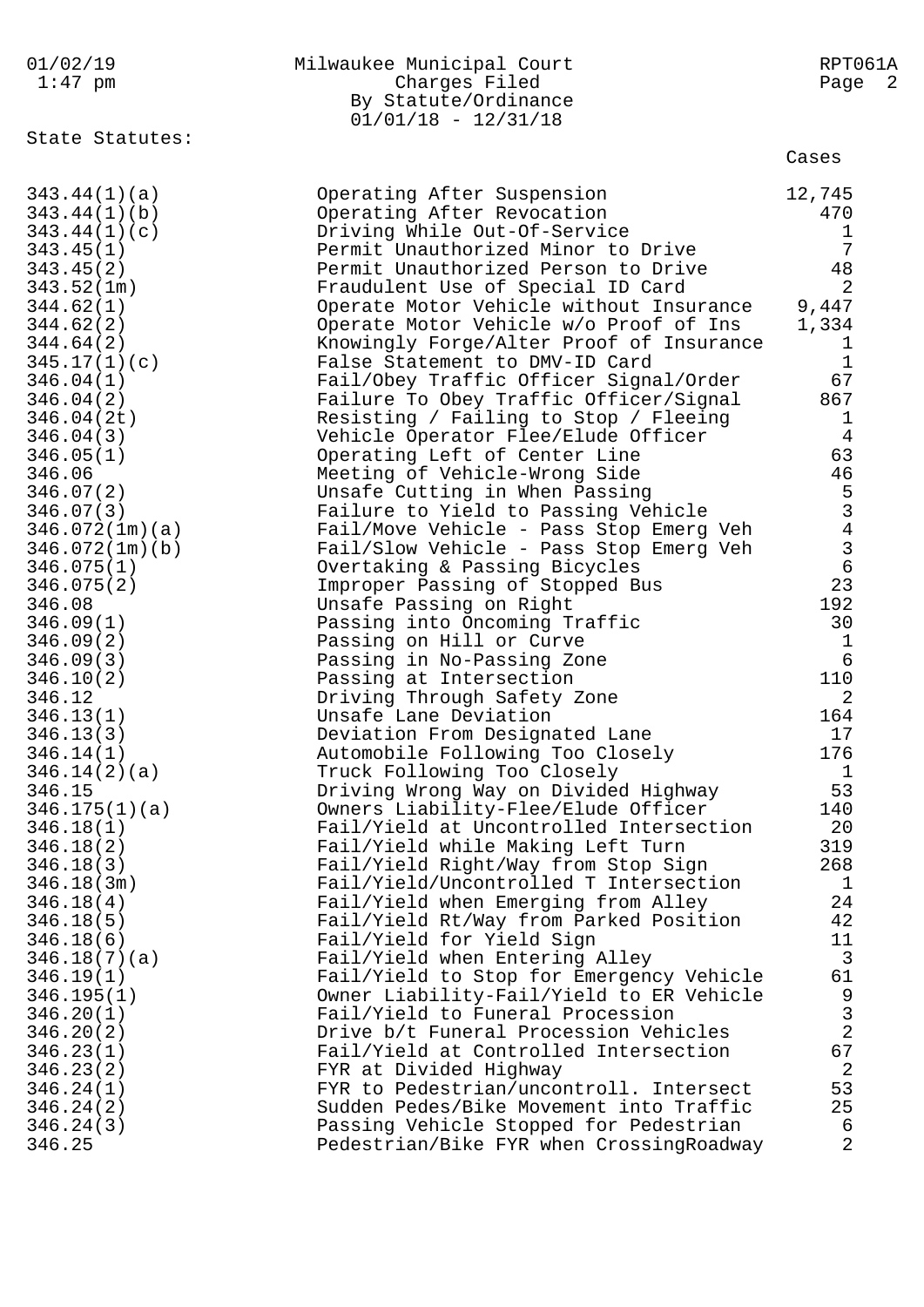Milwaukee Municipal Court
Charges Filed
By Statute/Ordinance
01/01/18 - 12/31/18

State Statutes:

| Statute | Description | Cases |
|---|---|---|
| 343.44(1)(a) | Operating After Suspension | 12,745 |
| 343.44(1)(b) | Operating After Revocation | 470 |
| 343.44(1)(c) | Driving While Out-Of-Service | 1 |
| 343.45(1) | Permit Unauthorized Minor to Drive | 7 |
| 343.45(2) | Permit Unauthorized Person to Drive | 48 |
| 343.52(1m) | Fraudulent Use of Special ID Card | 2 |
| 344.62(1) | Operate Motor Vehicle without Insurance | 9,447 |
| 344.62(2) | Operate Motor Vehicle w/o Proof of Ins | 1,334 |
| 344.64(2) | Knowingly Forge/Alter Proof of Insurance | 1 |
| 345.17(1)(c) | False Statement to DMV-ID Card | 1 |
| 346.04(1) | Fail/Obey Traffic Officer Signal/Order | 67 |
| 346.04(2) | Failure To Obey Traffic Officer/Signal | 867 |
| 346.04(2t) | Resisting / Failing to Stop / Fleeing | 1 |
| 346.04(3) | Vehicle Operator Flee/Elude Officer | 4 |
| 346.05(1) | Operating Left of Center Line | 63 |
| 346.06 | Meeting of Vehicle-Wrong Side | 46 |
| 346.07(2) | Unsafe Cutting in When Passing | 5 |
| 346.07(3) | Failure to Yield to Passing Vehicle | 3 |
| 346.072(1m)(a) | Fail/Move Vehicle - Pass Stop Emerg Veh | 4 |
| 346.072(1m)(b) | Fail/Slow Vehicle - Pass Stop Emerg Veh | 3 |
| 346.075(1) | Overtaking & Passing Bicycles | 6 |
| 346.075(2) | Improper Passing of Stopped Bus | 23 |
| 346.08 | Unsafe Passing on Right | 192 |
| 346.09(1) | Passing into Oncoming Traffic | 30 |
| 346.09(2) | Passing on Hill or Curve | 1 |
| 346.09(3) | Passing in No-Passing Zone | 6 |
| 346.10(2) | Passing at Intersection | 110 |
| 346.12 | Driving Through Safety Zone | 2 |
| 346.13(1) | Unsafe Lane Deviation | 164 |
| 346.13(3) | Deviation From Designated Lane | 17 |
| 346.14(1) | Automobile Following Too Closely | 176 |
| 346.14(2)(a) | Truck Following Too Closely | 1 |
| 346.15 | Driving Wrong Way on Divided Highway | 53 |
| 346.175(1)(a) | Owners Liability-Flee/Elude Officer | 140 |
| 346.18(1) | Fail/Yield at Uncontrolled Intersection | 20 |
| 346.18(2) | Fail/Yield while Making Left Turn | 319 |
| 346.18(3) | Fail/Yield Right/Way from Stop Sign | 268 |
| 346.18(3m) | Fail/Yield/Uncontrolled T Intersection | 1 |
| 346.18(4) | Fail/Yield when Emerging from Alley | 24 |
| 346.18(5) | Fail/Yield Rt/Way from Parked Position | 42 |
| 346.18(6) | Fail/Yield for Yield Sign | 11 |
| 346.18(7)(a) | Fail/Yield when Entering Alley | 3 |
| 346.19(1) | Fail/Yield to Stop for Emergency Vehicle | 61 |
| 346.195(1) | Owner Liability-Fail/Yield to ER Vehicle | 9 |
| 346.20(1) | Fail/Yield to Funeral Procession | 3 |
| 346.20(2) | Drive b/t Funeral Procession Vehicles | 2 |
| 346.23(1) | Fail/Yield at Controlled Intersection | 67 |
| 346.23(2) | FYR at Divided Highway | 2 |
| 346.24(1) | FYR to Pedestrian/uncontroll. Intersect | 53 |
| 346.24(2) | Sudden Pedes/Bike Movement into Traffic | 25 |
| 346.24(3) | Passing Vehicle Stopped for Pedestrian | 6 |
| 346.25 | Pedestrian/Bike FYR when CrossingRoadway | 2 |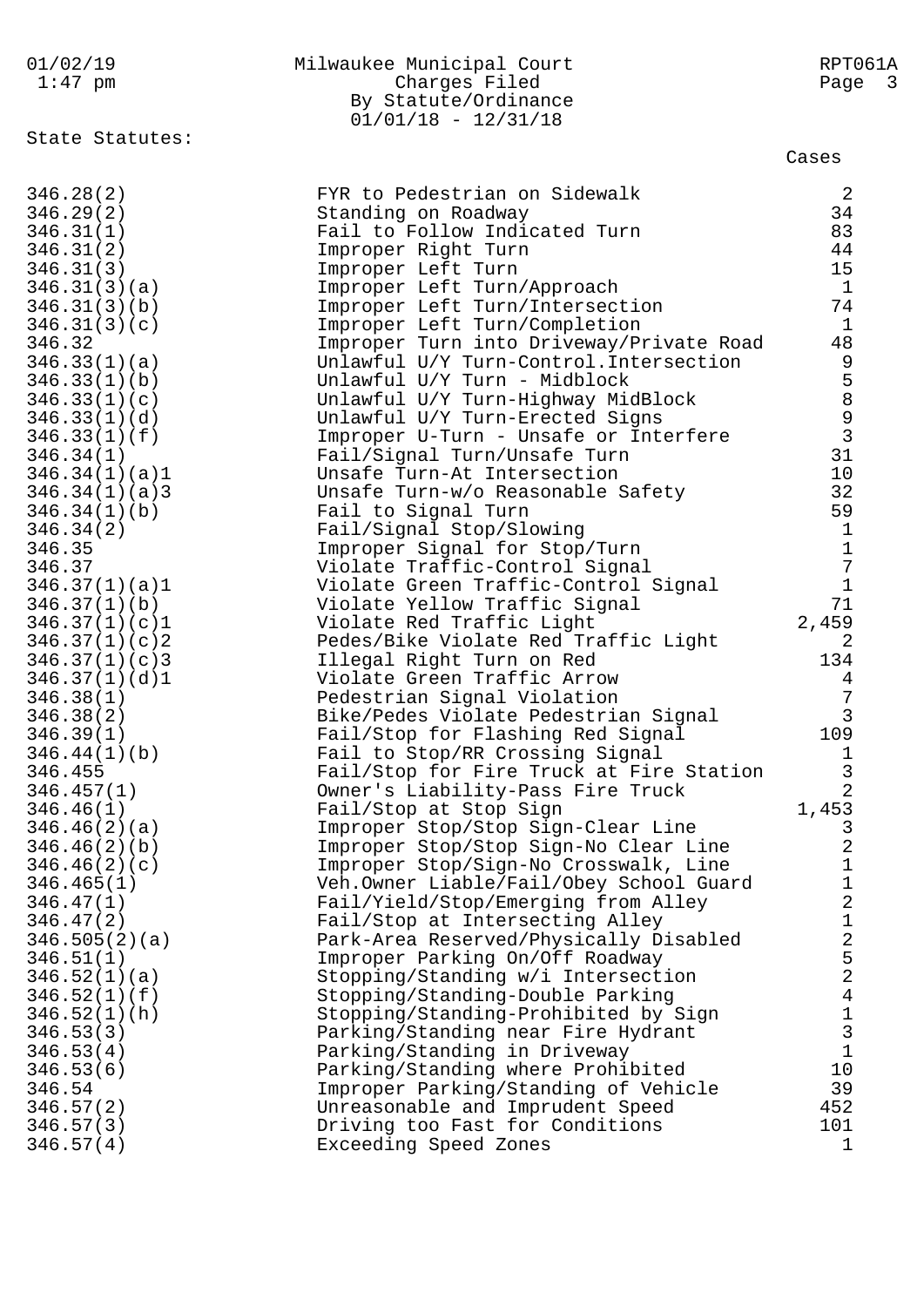Milwaukee Municipal Court
Charges Filed
By Statute/Ordinance
01/01/18 - 12/31/18

State Statutes:

| Statute | Description | Cases |
|---|---|---|
| 346.28(2) | FYR to Pedestrian on Sidewalk | 2 |
| 346.29(2) | Standing on Roadway | 34 |
| 346.31(1) | Fail to Follow Indicated Turn | 83 |
| 346.31(2) | Improper Right Turn | 44 |
| 346.31(3) | Improper Left Turn | 15 |
| 346.31(3)(a) | Improper Left Turn/Approach | 1 |
| 346.31(3)(b) | Improper Left Turn/Intersection | 74 |
| 346.31(3)(c) | Improper Left Turn/Completion | 1 |
| 346.32 | Improper Turn into Driveway/Private Road | 48 |
| 346.33(1)(a) | Unlawful U/Y Turn-Control.Intersection | 9 |
| 346.33(1)(b) | Unlawful U/Y Turn - Midblock | 5 |
| 346.33(1)(c) | Unlawful U/Y Turn-Highway MidBlock | 8 |
| 346.33(1)(d) | Unlawful U/Y Turn-Erected Signs | 9 |
| 346.33(1)(f) | Improper U-Turn - Unsafe or Interfere | 3 |
| 346.34(1) | Fail/Signal Turn/Unsafe Turn | 31 |
| 346.34(1)(a)1 | Unsafe Turn-At Intersection | 10 |
| 346.34(1)(a)3 | Unsafe Turn-w/o Reasonable Safety | 32 |
| 346.34(1)(b) | Fail to Signal Turn | 59 |
| 346.34(2) | Fail/Signal Stop/Slowing | 1 |
| 346.35 | Improper Signal for Stop/Turn | 1 |
| 346.37 | Violate Traffic-Control Signal | 7 |
| 346.37(1)(a)1 | Violate Green Traffic-Control Signal | 1 |
| 346.37(1)(b) | Violate Yellow Traffic Signal | 71 |
| 346.37(1)(c)1 | Violate Red Traffic Light | 2,459 |
| 346.37(1)(c)2 | Pedes/Bike Violate Red Traffic Light | 2 |
| 346.37(1)(c)3 | Illegal Right Turn on Red | 134 |
| 346.37(1)(d)1 | Violate Green Traffic Arrow | 4 |
| 346.38(1) | Pedestrian Signal Violation | 7 |
| 346.38(2) | Bike/Pedes Violate Pedestrian Signal | 3 |
| 346.39(1) | Fail/Stop for Flashing Red Signal | 109 |
| 346.44(1)(b) | Fail to Stop/RR Crossing Signal | 1 |
| 346.455 | Fail/Stop for Fire Truck at Fire Station | 3 |
| 346.457(1) | Owner's Liability-Pass Fire Truck | 2 |
| 346.46(1) | Fail/Stop at Stop Sign | 1,453 |
| 346.46(2)(a) | Improper Stop/Stop Sign-Clear Line | 3 |
| 346.46(2)(b) | Improper Stop/Stop Sign-No Clear Line | 2 |
| 346.46(2)(c) | Improper Stop/Sign-No Crosswalk, Line | 1 |
| 346.465(1) | Veh.Owner Liable/Fail/Obey School Guard | 1 |
| 346.47(1) | Fail/Yield/Stop/Emerging from Alley | 2 |
| 346.47(2) | Fail/Stop at Intersecting Alley | 1 |
| 346.505(2)(a) | Park-Area Reserved/Physically Disabled | 2 |
| 346.51(1) | Improper Parking On/Off Roadway | 5 |
| 346.52(1)(a) | Stopping/Standing w/i Intersection | 2 |
| 346.52(1)(f) | Stopping/Standing-Double Parking | 4 |
| 346.52(1)(h) | Stopping/Standing-Prohibited by Sign | 1 |
| 346.53(3) | Parking/Standing near Fire Hydrant | 3 |
| 346.53(4) | Parking/Standing in Driveway | 1 |
| 346.53(6) | Parking/Standing where Prohibited | 10 |
| 346.54 | Improper Parking/Standing of Vehicle | 39 |
| 346.57(2) | Unreasonable and Imprudent Speed | 452 |
| 346.57(3) | Driving too Fast for Conditions | 101 |
| 346.57(4) | Exceeding Speed Zones | 1 |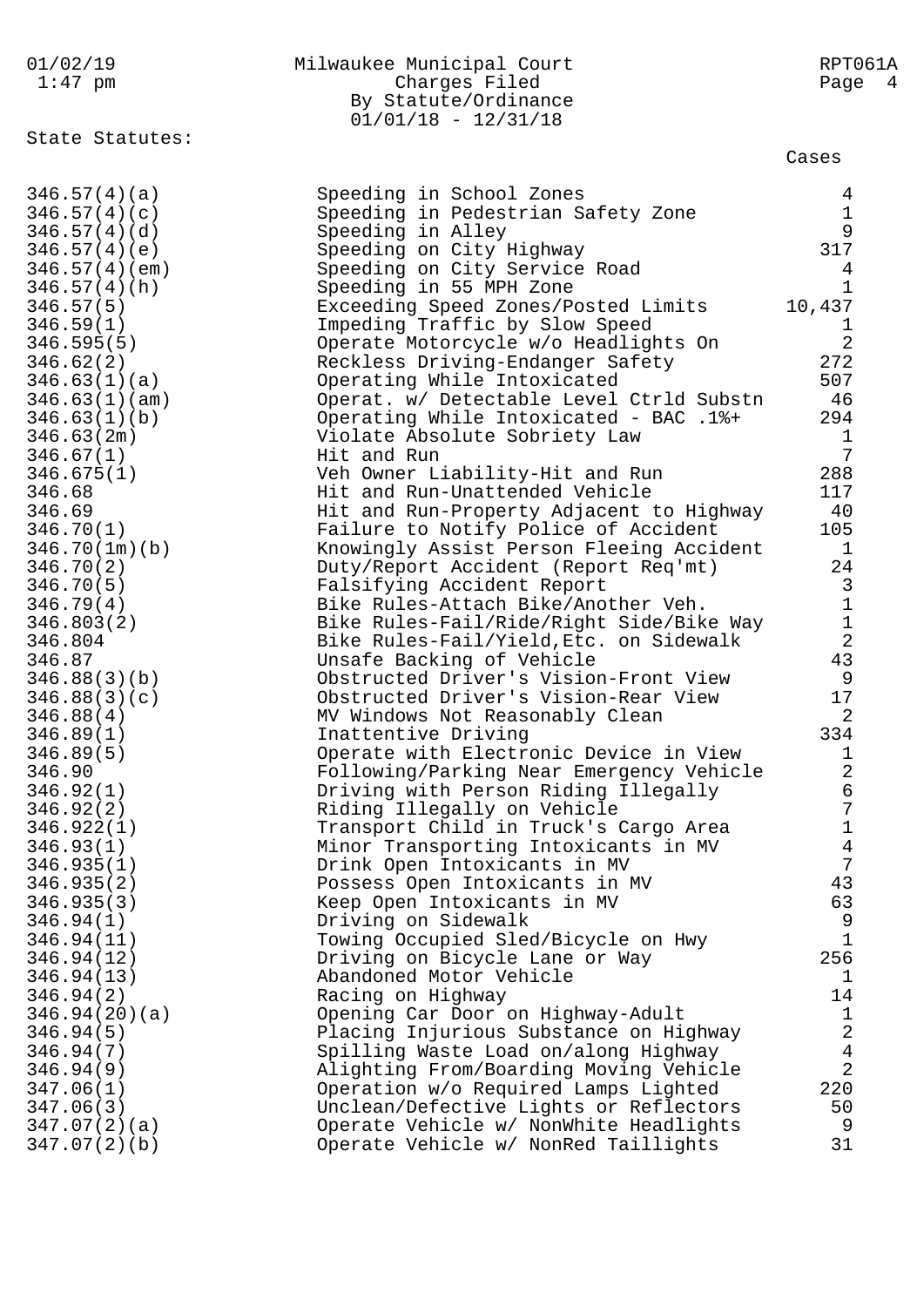Milwaukee Municipal Court
Charges Filed
By Statute/Ordinance
01/01/18 - 12/31/18

01/02/19
1:47 pm

RPT061A

State Statutes:

| Statute | Description | Cases |
|---|---|---|
| 346.57(4)(a) | Speeding in School Zones | 4 |
| 346.57(4)(c) | Speeding in Pedestrian Safety Zone | 1 |
| 346.57(4)(d) | Speeding in Alley | 9 |
| 346.57(4)(e) | Speeding on City Highway | 317 |
| 346.57(4)(em) | Speeding on City Service Road | 4 |
| 346.57(4)(h) | Speeding in 55 MPH Zone | 1 |
| 346.57(5) | Exceeding Speed Zones/Posted Limits | 10,437 |
| 346.59(1) | Impeding Traffic by Slow Speed | 1 |
| 346.595(5) | Operate Motorcycle w/o Headlights On | 2 |
| 346.62(2) | Reckless Driving-Endanger Safety | 272 |
| 346.63(1)(a) | Operating While Intoxicated | 507 |
| 346.63(1)(am) | Operat. w/ Detectable Level Ctrld Substn | 46 |
| 346.63(1)(b) | Operating While Intoxicated - BAC .1%+ | 294 |
| 346.63(2m) | Violate Absolute Sobriety Law | 1 |
| 346.67(1) | Hit and Run | 7 |
| 346.675(1) | Veh Owner Liability-Hit and Run | 288 |
| 346.68 | Hit and Run-Unattended Vehicle | 117 |
| 346.69 | Hit and Run-Property Adjacent to Highway | 40 |
| 346.70(1) | Failure to Notify Police of Accident | 105 |
| 346.70(1m)(b) | Knowingly Assist Person Fleeing Accident | 1 |
| 346.70(2) | Duty/Report Accident (Report Req'mt) | 24 |
| 346.70(5) | Falsifying Accident Report | 3 |
| 346.79(4) | Bike Rules-Attach Bike/Another Veh. | 1 |
| 346.803(2) | Bike Rules-Fail/Ride/Right Side/Bike Way | 1 |
| 346.804 | Bike Rules-Fail/Yield,Etc. on Sidewalk | 2 |
| 346.87 | Unsafe Backing of Vehicle | 43 |
| 346.88(3)(b) | Obstructed Driver's Vision-Front View | 9 |
| 346.88(3)(c) | Obstructed Driver's Vision-Rear View | 17 |
| 346.88(4) | MV Windows Not Reasonably Clean | 2 |
| 346.89(1) | Inattentive Driving | 334 |
| 346.89(5) | Operate with Electronic Device in View | 1 |
| 346.90 | Following/Parking Near Emergency Vehicle | 2 |
| 346.92(1) | Driving with Person Riding Illegally | 6 |
| 346.92(2) | Riding Illegally on Vehicle | 7 |
| 346.922(1) | Transport Child in Truck's Cargo Area | 1 |
| 346.93(1) | Minor Transporting Intoxicants in MV | 4 |
| 346.935(1) | Drink Open Intoxicants in MV | 7 |
| 346.935(2) | Possess Open Intoxicants in MV | 43 |
| 346.935(3) | Keep Open Intoxicants in MV | 63 |
| 346.94(1) | Driving on Sidewalk | 9 |
| 346.94(11) | Towing Occupied Sled/Bicycle on Hwy | 1 |
| 346.94(12) | Driving on Bicycle Lane or Way | 256 |
| 346.94(13) | Abandoned Motor Vehicle | 1 |
| 346.94(2) | Racing on Highway | 14 |
| 346.94(20)(a) | Opening Car Door on Highway-Adult | 1 |
| 346.94(5) | Placing Injurious Substance on Highway | 2 |
| 346.94(7) | Spilling Waste Load on/along Highway | 4 |
| 346.94(9) | Alighting From/Boarding Moving Vehicle | 2 |
| 347.06(1) | Operation w/o Required Lamps Lighted | 220 |
| 347.06(3) | Unclean/Defective Lights or Reflectors | 50 |
| 347.07(2)(a) | Operate Vehicle w/ NonWhite Headlights | 9 |
| 347.07(2)(b) | Operate Vehicle w/ NonRed Taillights | 31 |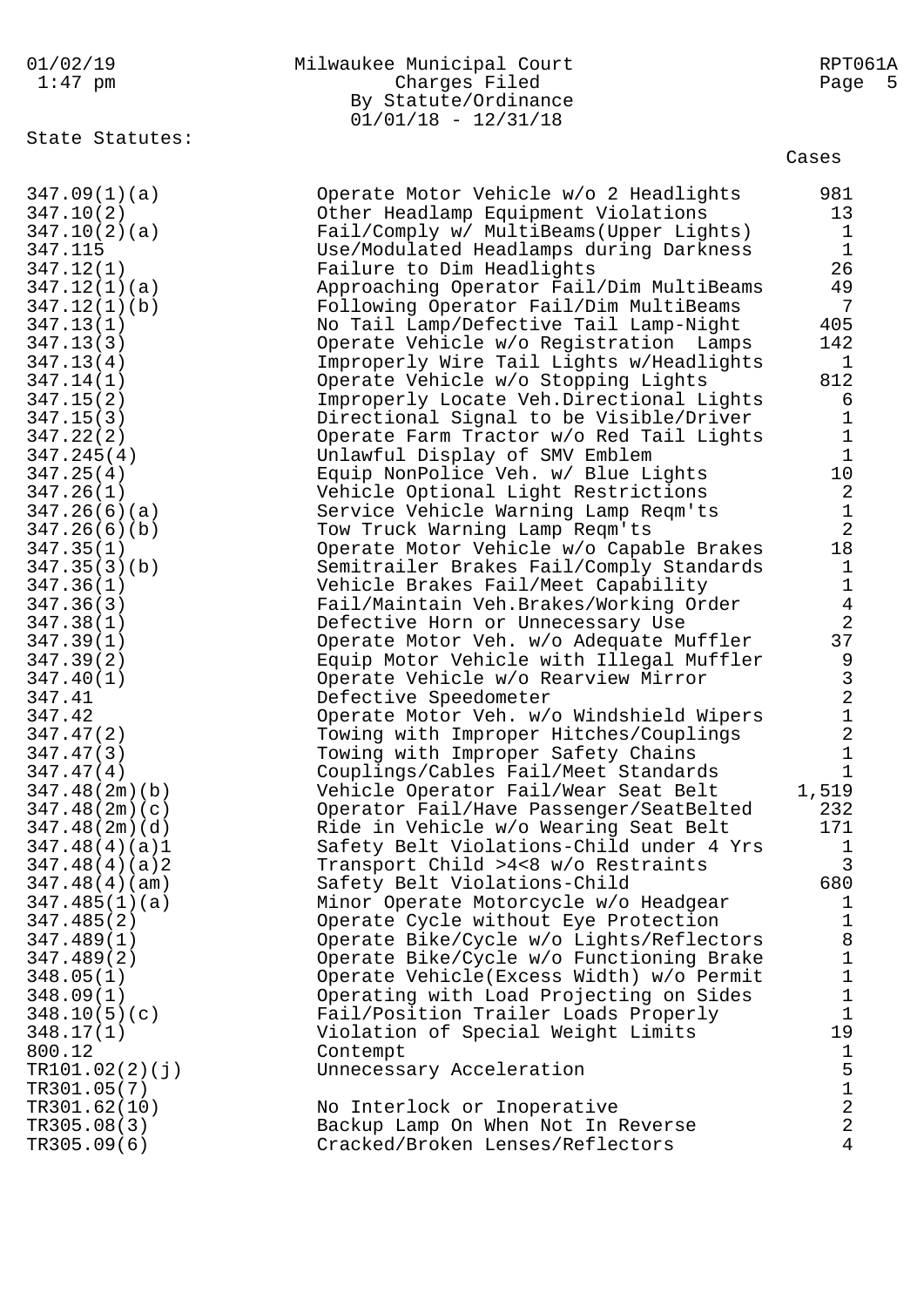Milwaukee Municipal Court
Charges Filed
By Statute/Ordinance
01/01/18 - 12/31/18

State Statutes:

| Statute/Ordinance | Description | Cases |
|---|---|---|
| 347.09(1)(a) | Operate Motor Vehicle w/o 2 Headlights | 981 |
| 347.10(2) | Other Headlamp Equipment Violations | 13 |
| 347.10(2)(a) | Fail/Comply w/ MultiBeams(Upper Lights) | 1 |
| 347.115 | Use/Modulated Headlamps during Darkness | 1 |
| 347.12(1) | Failure to Dim Headlights | 26 |
| 347.12(1)(a) | Approaching Operator Fail/Dim MultiBeams | 49 |
| 347.12(1)(b) | Following Operator Fail/Dim MultiBeams | 7 |
| 347.13(1) | No Tail Lamp/Defective Tail Lamp-Night | 405 |
| 347.13(3) | Operate Vehicle w/o Registration Lamps | 142 |
| 347.13(4) | Improperly Wire Tail Lights w/Headlights | 1 |
| 347.14(1) | Operate Vehicle w/o Stopping Lights | 812 |
| 347.15(2) | Improperly Locate Veh.Directional Lights | 6 |
| 347.15(3) | Directional Signal to be Visible/Driver | 1 |
| 347.22(2) | Operate Farm Tractor w/o Red Tail Lights | 1 |
| 347.245(4) | Unlawful Display of SMV Emblem | 1 |
| 347.25(4) | Equip NonPolice Veh. w/ Blue Lights | 10 |
| 347.26(1) | Vehicle Optional Light Restrictions | 2 |
| 347.26(6)(a) | Service Vehicle Warning Lamp Reqm'ts | 1 |
| 347.26(6)(b) | Tow Truck Warning Lamp Reqm'ts | 2 |
| 347.35(1) | Operate Motor Vehicle w/o Capable Brakes | 18 |
| 347.35(3)(b) | Semitrailer Brakes Fail/Comply Standards | 1 |
| 347.36(1) | Vehicle Brakes Fail/Meet Capability | 1 |
| 347.36(3) | Fail/Maintain Veh.Brakes/Working Order | 4 |
| 347.38(1) | Defective Horn or Unnecessary Use | 2 |
| 347.39(1) | Operate Motor Veh. w/o Adequate Muffler | 37 |
| 347.39(2) | Equip Motor Vehicle with Illegal Muffler | 9 |
| 347.40(1) | Operate Vehicle w/o Rearview Mirror | 3 |
| 347.41 | Defective Speedometer | 2 |
| 347.42 | Operate Motor Veh. w/o Windshield Wipers | 1 |
| 347.47(2) | Towing with Improper Hitches/Couplings | 2 |
| 347.47(3) | Towing with Improper Safety Chains | 1 |
| 347.47(4) | Couplings/Cables Fail/Meet Standards | 1 |
| 347.48(2m)(b) | Vehicle Operator Fail/Wear Seat Belt | 1,519 |
| 347.48(2m)(c) | Operator Fail/Have Passenger/SeatBelted | 232 |
| 347.48(2m)(d) | Ride in Vehicle w/o Wearing Seat Belt | 171 |
| 347.48(4)(a)1 | Safety Belt Violations-Child under 4 Yrs | 1 |
| 347.48(4)(a)2 | Transport Child >4<8 w/o Restraints | 3 |
| 347.48(4)(am) | Safety Belt Violations-Child | 680 |
| 347.485(1)(a) | Minor Operate Motorcycle w/o Headgear | 1 |
| 347.485(2) | Operate Cycle without Eye Protection | 1 |
| 347.489(1) | Operate Bike/Cycle w/o Lights/Reflectors | 8 |
| 347.489(2) | Operate Bike/Cycle w/o Functioning Brake | 1 |
| 348.05(1) | Operate Vehicle(Excess Width) w/o Permit | 1 |
| 348.09(1) | Operating with Load Projecting on Sides | 1 |
| 348.10(5)(c) | Fail/Position Trailer Loads Properly | 1 |
| 348.17(1) | Violation of Special Weight Limits | 19 |
| 800.12 | Contempt | 1 |
| TR101.02(2)(j) | Unnecessary Acceleration | 5 |
| TR301.05(7) | | 1 |
| TR301.62(10) | No Interlock or Inoperative | 2 |
| TR305.08(3) | Backup Lamp On When Not In Reverse | 2 |
| TR305.09(6) | Cracked/Broken Lenses/Reflectors | 4 |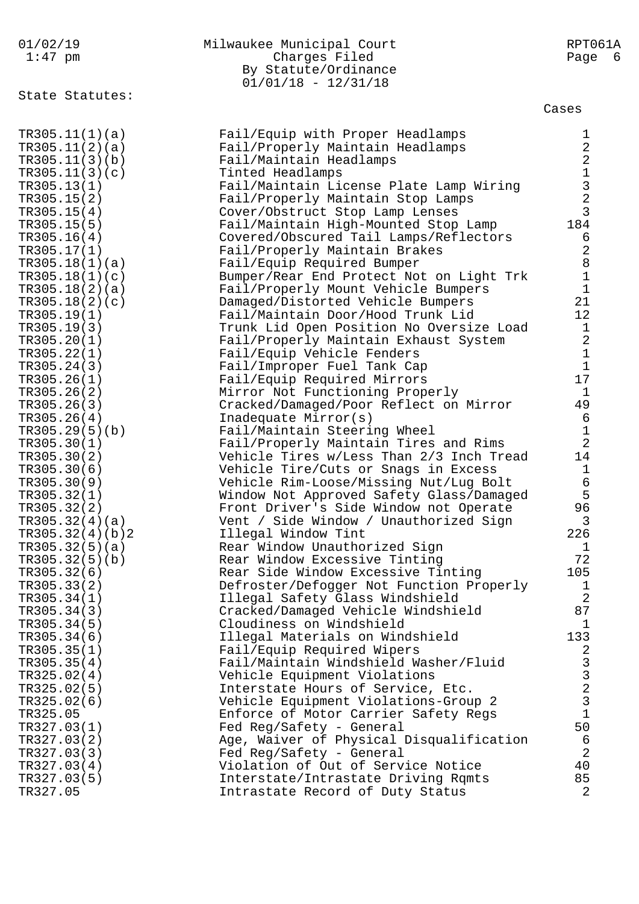Milwaukee Municipal Court
Charges Filed
By Statute/Ordinance
01/01/18 - 12/31/18

01/02/19 1:47 pm — RPT061A

## State Statutes:

| Statute | Description | Cases |
|---|---|---|
| TR305.11(1)(a) | Fail/Equip with Proper Headlamps | 1 |
| TR305.11(2)(a) | Fail/Properly Maintain Headlamps | 2 |
| TR305.11(3)(b) | Fail/Maintain Headlamps | 2 |
| TR305.11(3)(c) | Tinted Headlamps | 1 |
| TR305.13(1) | Fail/Maintain License Plate Lamp Wiring | 3 |
| TR305.15(2) | Fail/Properly Maintain Stop Lamps | 2 |
| TR305.15(4) | Cover/Obstruct Stop Lamp Lenses | 3 |
| TR305.15(5) | Fail/Maintain High-Mounted Stop Lamp | 184 |
| TR305.16(4) | Covered/Obscured Tail Lamps/Reflectors | 6 |
| TR305.17(1) | Fail/Properly Maintain Brakes | 2 |
| TR305.18(1)(a) | Fail/Equip Required Bumper | 8 |
| TR305.18(1)(c) | Bumper/Rear End Protect Not on Light Trk | 1 |
| TR305.18(2)(a) | Fail/Properly Mount Vehicle Bumpers | 1 |
| TR305.18(2)(c) | Damaged/Distorted Vehicle Bumpers | 21 |
| TR305.19(1) | Fail/Maintain Door/Hood Trunk Lid | 12 |
| TR305.19(3) | Trunk Lid Open Position No Oversize Load | 1 |
| TR305.20(1) | Fail/Properly Maintain Exhaust System | 2 |
| TR305.22(1) | Fail/Equip Vehicle Fenders | 1 |
| TR305.24(3) | Fail/Improper Fuel Tank Cap | 1 |
| TR305.26(1) | Fail/Equip Required Mirrors | 17 |
| TR305.26(2) | Mirror Not Functioning Properly | 1 |
| TR305.26(3) | Cracked/Damaged/Poor Reflect on Mirror | 49 |
| TR305.26(4) | Inadequate Mirror(s) | 6 |
| TR305.29(5)(b) | Fail/Maintain Steering Wheel | 1 |
| TR305.30(1) | Fail/Properly Maintain Tires and Rims | 2 |
| TR305.30(2) | Vehicle Tires w/Less Than 2/3 Inch Tread | 14 |
| TR305.30(6) | Vehicle Tire/Cuts or Snags in Excess | 1 |
| TR305.30(9) | Vehicle Rim-Loose/Missing Nut/Lug Bolt | 6 |
| TR305.32(1) | Window Not Approved Safety Glass/Damaged | 5 |
| TR305.32(2) | Front Driver's Side Window not Operate | 96 |
| TR305.32(4)(a) | Vent / Side Window / Unauthorized Sign | 3 |
| TR305.32(4)(b)2 | Illegal Window Tint | 226 |
| TR305.32(5)(a) | Rear Window Unauthorized Sign | 1 |
| TR305.32(5)(b) | Rear Window Excessive Tinting | 72 |
| TR305.32(6) | Rear Side Window Excessive Tinting | 105 |
| TR305.33(2) | Defroster/Defogger Not Function Properly | 1 |
| TR305.34(1) | Illegal Safety Glass Windshield | 2 |
| TR305.34(3) | Cracked/Damaged Vehicle Windshield | 87 |
| TR305.34(5) | Cloudiness on Windshield | 1 |
| TR305.34(6) | Illegal Materials on Windshield | 133 |
| TR305.35(1) | Fail/Equip Required Wipers | 2 |
| TR305.35(4) | Fail/Maintain Windshield Washer/Fluid | 3 |
| TR325.02(4) | Vehicle Equipment Violations | 3 |
| TR325.02(5) | Interstate Hours of Service, Etc. | 2 |
| TR325.02(6) | Vehicle Equipment Violations-Group 2 | 3 |
| TR325.05 | Enforce of Motor Carrier Safety Regs | 1 |
| TR327.03(1) | Fed Reg/Safety - General | 50 |
| TR327.03(2) | Age, Waiver of Physical Disqualification | 6 |
| TR327.03(3) | Fed Reg/Safety - General | 2 |
| TR327.03(4) | Violation of Out of Service Notice | 40 |
| TR327.03(5) | Interstate/Intrastate Driving Rqmts | 85 |
| TR327.05 | Intrastate Record of Duty Status | 2 |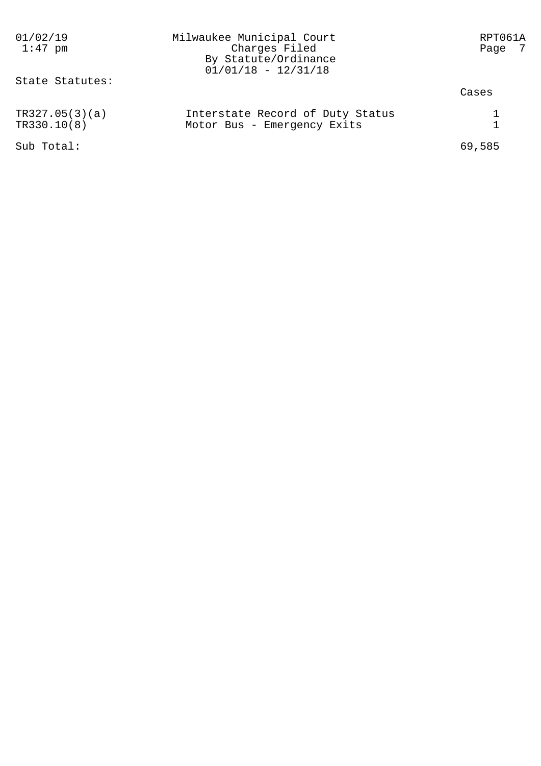State Statutes:

| | | Cases |
|---|---|---|
| TR327.05(3)(a) | Interstate Record of Duty Status | 1 |
| TR330.10(8) | Motor Bus - Emergency Exits | 1 |
| Sub Total: | | 69,585 |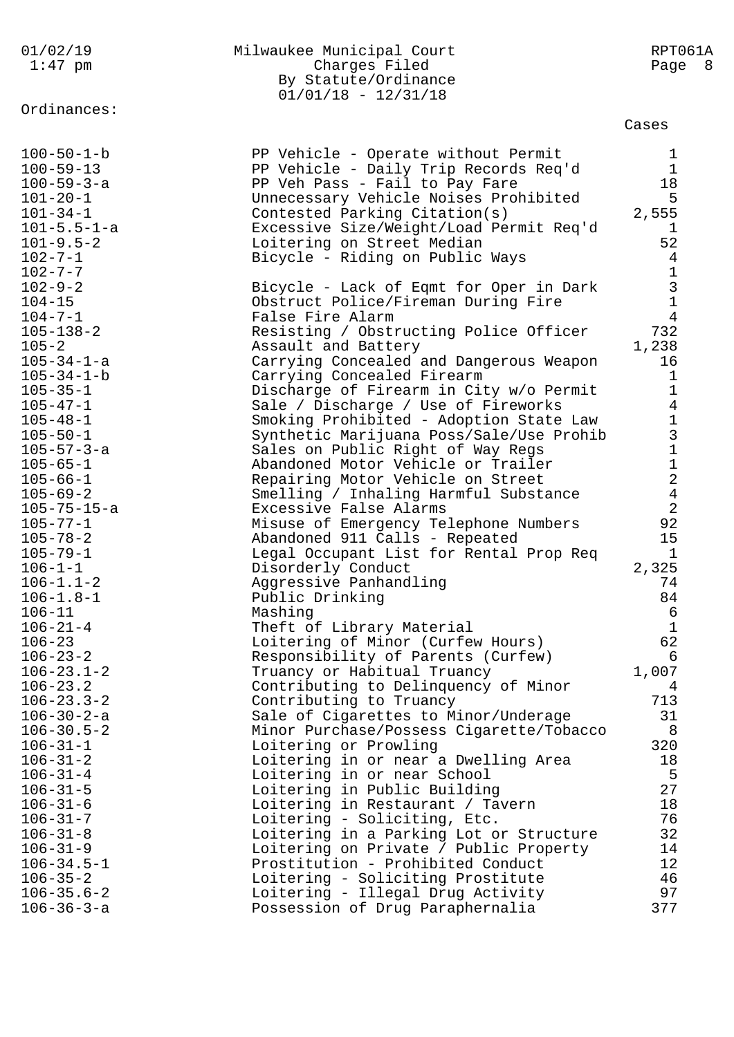Ordinances:

| Ordinance | Description | Cases |
|---|---|---|
| 100-50-1-b | PP Vehicle - Operate without Permit | 1 |
| 100-59-13 | PP Vehicle - Daily Trip Records Req'd | 1 |
| 100-59-3-a | PP Veh Pass - Fail to Pay Fare | 18 |
| 101-20-1 | Unnecessary Vehicle Noises Prohibited | 5 |
| 101-34-1 | Contested Parking Citation(s) | 2,555 |
| 101-5.5-1-a | Excessive Size/Weight/Load Permit Req'd | 1 |
| 101-9.5-2 | Loitering on Street Median | 52 |
| 102-7-1 | Bicycle - Riding on Public Ways | 4 |
| 102-7-7 | | 1 |
| 102-9-2 | Bicycle - Lack of Eqmt for Oper in Dark | 3 |
| 104-15 | Obstruct Police/Fireman During Fire | 1 |
| 104-7-1 | False Fire Alarm | 4 |
| 105-138-2 | Resisting / Obstructing Police Officer | 732 |
| 105-2 | Assault and Battery | 1,238 |
| 105-34-1-a | Carrying Concealed and Dangerous Weapon | 16 |
| 105-34-1-b | Carrying Concealed Firearm | 1 |
| 105-35-1 | Discharge of Firearm in City w/o Permit | 1 |
| 105-47-1 | Sale / Discharge / Use of Fireworks | 4 |
| 105-48-1 | Smoking Prohibited - Adoption State Law | 1 |
| 105-50-1 | Synthetic Marijuana Poss/Sale/Use Prohib | 3 |
| 105-57-3-a | Sales on Public Right of Way Regs | 1 |
| 105-65-1 | Abandoned Motor Vehicle or Trailer | 1 |
| 105-66-1 | Repairing Motor Vehicle on Street | 2 |
| 105-69-2 | Smelling / Inhaling Harmful Substance | 4 |
| 105-75-15-a | Excessive False Alarms | 2 |
| 105-77-1 | Misuse of Emergency Telephone Numbers | 92 |
| 105-78-2 | Abandoned 911 Calls - Repeated | 15 |
| 105-79-1 | Legal Occupant List for Rental Prop Req | 1 |
| 106-1-1 | Disorderly Conduct | 2,325 |
| 106-1.1-2 | Aggressive Panhandling | 74 |
| 106-1.8-1 | Public Drinking | 84 |
| 106-11 | Mashing | 6 |
| 106-21-4 | Theft of Library Material | 1 |
| 106-23 | Loitering of Minor (Curfew Hours) | 62 |
| 106-23-2 | Responsibility of Parents (Curfew) | 6 |
| 106-23.1-2 | Truancy or Habitual Truancy | 1,007 |
| 106-23.2 | Contributing to Delinquency of Minor | 4 |
| 106-23.3-2 | Contributing to Truancy | 713 |
| 106-30-2-a | Sale of Cigarettes to Minor/Underage | 31 |
| 106-30.5-2 | Minor Purchase/Possess Cigarette/Tobacco | 8 |
| 106-31-1 | Loitering or Prowling | 320 |
| 106-31-2 | Loitering in or near a Dwelling Area | 18 |
| 106-31-4 | Loitering in or near School | 5 |
| 106-31-5 | Loitering in Public Building | 27 |
| 106-31-6 | Loitering in Restaurant / Tavern | 18 |
| 106-31-7 | Loitering - Soliciting, Etc. | 76 |
| 106-31-8 | Loitering in a Parking Lot or Structure | 32 |
| 106-31-9 | Loitering on Private / Public Property | 14 |
| 106-34.5-1 | Prostitution - Prohibited Conduct | 12 |
| 106-35-2 | Loitering - Soliciting Prostitute | 46 |
| 106-35.6-2 | Loitering - Illegal Drug Activity | 97 |
| 106-36-3-a | Possession of Drug Paraphernalia | 377 |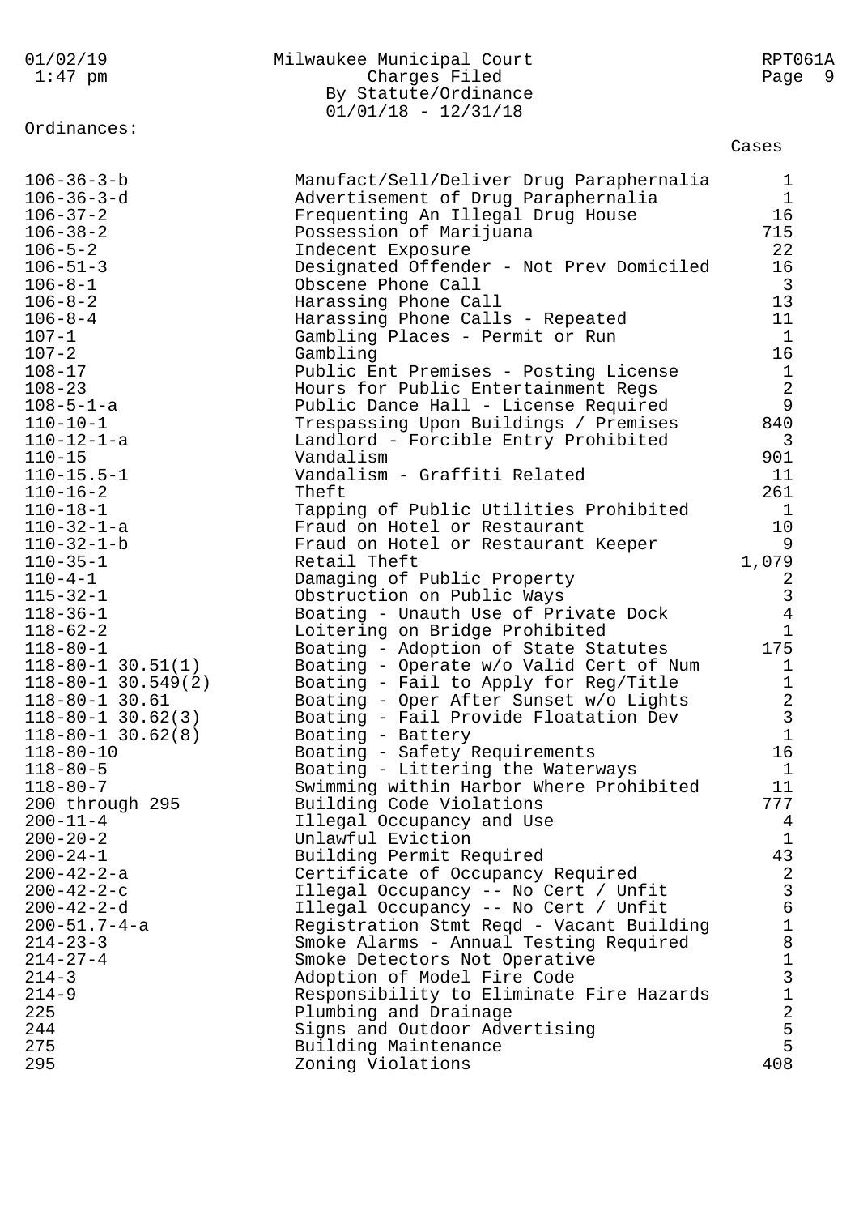01/02/19 1:47 pm

Milwaukee Municipal Court
Charges Filed
By Statute/Ordinance
01/01/18 - 12/31/18

RPT061A

Ordinances:

| Ordinance | Description | Cases |
|---|---|---|
| 106-36-3-b | Manufact/Sell/Deliver Drug Paraphernalia | 1 |
| 106-36-3-d | Advertisement of Drug Paraphernalia | 1 |
| 106-37-2 | Frequenting An Illegal Drug House | 16 |
| 106-38-2 | Possession of Marijuana | 715 |
| 106-5-2 | Indecent Exposure | 22 |
| 106-51-3 | Designated Offender - Not Prev Domiciled | 16 |
| 106-8-1 | Obscene Phone Call | 3 |
| 106-8-2 | Harassing Phone Call | 13 |
| 106-8-4 | Harassing Phone Calls - Repeated | 11 |
| 107-1 | Gambling Places - Permit or Run | 1 |
| 107-2 | Gambling | 16 |
| 108-17 | Public Ent Premises - Posting License | 1 |
| 108-23 | Hours for Public Entertainment Regs | 2 |
| 108-5-1-a | Public Dance Hall - License Required | 9 |
| 110-10-1 | Trespassing Upon Buildings / Premises | 840 |
| 110-12-1-a | Landlord - Forcible Entry Prohibited | 3 |
| 110-15 | Vandalism | 901 |
| 110-15.5-1 | Vandalism - Graffiti Related | 11 |
| 110-16-2 | Theft | 261 |
| 110-18-1 | Tapping of Public Utilities Prohibited | 1 |
| 110-32-1-a | Fraud on Hotel or Restaurant | 10 |
| 110-32-1-b | Fraud on Hotel or Restaurant Keeper | 9 |
| 110-35-1 | Retail Theft | 1,079 |
| 110-4-1 | Damaging of Public Property | 2 |
| 115-32-1 | Obstruction on Public Ways | 3 |
| 118-36-1 | Boating - Unauth Use of Private Dock | 4 |
| 118-62-2 | Loitering on Bridge Prohibited | 1 |
| 118-80-1 | Boating - Adoption of State Statutes | 175 |
| 118-80-1 30.51(1) | Boating - Operate w/o Valid Cert of Num | 1 |
| 118-80-1 30.549(2) | Boating - Fail to Apply for Reg/Title | 1 |
| 118-80-1 30.61 | Boating - Oper After Sunset w/o Lights | 2 |
| 118-80-1 30.62(3) | Boating - Fail Provide Floatation Dev | 3 |
| 118-80-1 30.62(8) | Boating - Battery | 1 |
| 118-80-10 | Boating - Safety Requirements | 16 |
| 118-80-5 | Boating - Littering the Waterways | 1 |
| 118-80-7 | Swimming within Harbor Where Prohibited | 11 |
| 200 through 295 | Building Code Violations | 777 |
| 200-11-4 | Illegal Occupancy and Use | 4 |
| 200-20-2 | Unlawful Eviction | 1 |
| 200-24-1 | Building Permit Required | 43 |
| 200-42-2-a | Certificate of Occupancy Required | 2 |
| 200-42-2-c | Illegal Occupancy -- No Cert / Unfit | 3 |
| 200-42-2-d | Illegal Occupancy -- No Cert / Unfit | 6 |
| 200-51.7-4-a | Registration Stmt Reqd - Vacant Building | 1 |
| 214-23-3 | Smoke Alarms - Annual Testing Required | 8 |
| 214-27-4 | Smoke Detectors Not Operative | 1 |
| 214-3 | Adoption of Model Fire Code | 3 |
| 214-9 | Responsibility to Eliminate Fire Hazards | 1 |
| 225 | Plumbing and Drainage | 2 |
| 244 | Signs and Outdoor Advertising | 5 |
| 275 | Building Maintenance | 5 |
| 295 | Zoning Violations | 408 |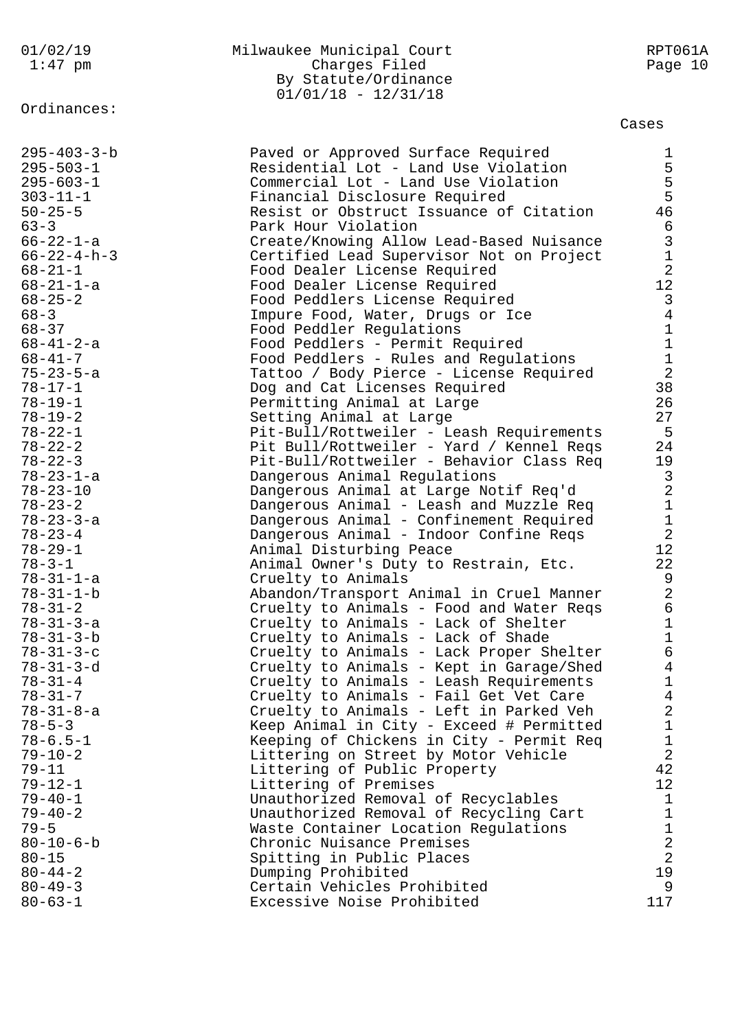Milwaukee Municipal Court
Charges Filed
By Statute/Ordinance
01/01/18 - 12/31/18

Ordinances:

| | | Cases |
|---|---|---|
| 295-403-3-b | Paved or Approved Surface Required | 1 |
| 295-503-1 | Residential Lot - Land Use Violation | 5 |
| 295-603-1 | Commercial Lot - Land Use Violation | 5 |
| 303-11-1 | Financial Disclosure Required | 5 |
| 50-25-5 | Resist or Obstruct Issuance of Citation | 46 |
| 63-3 | Park Hour Violation | 6 |
| 66-22-1-a | Create/Knowing Allow Lead-Based Nuisance | 3 |
| 66-22-4-h-3 | Certified Lead Supervisor Not on Project | 1 |
| 68-21-1 | Food Dealer License Required | 2 |
| 68-21-1-a | Food Dealer License Required | 12 |
| 68-25-2 | Food Peddlers License Required | 3 |
| 68-3 | Impure Food, Water, Drugs or Ice | 4 |
| 68-37 | Food Peddler Regulations | 1 |
| 68-41-2-a | Food Peddlers - Permit Required | 1 |
| 68-41-7 | Food Peddlers - Rules and Regulations | 1 |
| 75-23-5-a | Tattoo / Body Pierce - License Required | 2 |
| 78-17-1 | Dog and Cat Licenses Required | 38 |
| 78-19-1 | Permitting Animal at Large | 26 |
| 78-19-2 | Setting Animal at Large | 27 |
| 78-22-1 | Pit-Bull/Rottweiler - Leash Requirements | 5 |
| 78-22-2 | Pit Bull/Rottweiler - Yard / Kennel Reqs | 24 |
| 78-22-3 | Pit-Bull/Rottweiler - Behavior Class Req | 19 |
| 78-23-1-a | Dangerous Animal Regulations | 3 |
| 78-23-10 | Dangerous Animal at Large Notif Req'd | 2 |
| 78-23-2 | Dangerous Animal - Leash and Muzzle Req | 1 |
| 78-23-3-a | Dangerous Animal - Confinement Required | 1 |
| 78-23-4 | Dangerous Animal - Indoor Confine Reqs | 2 |
| 78-29-1 | Animal Disturbing Peace | 12 |
| 78-3-1 | Animal Owner's Duty to Restrain, Etc. | 22 |
| 78-31-1-a | Cruelty to Animals | 9 |
| 78-31-1-b | Abandon/Transport Animal in Cruel Manner | 2 |
| 78-31-2 | Cruelty to Animals - Food and Water Reqs | 6 |
| 78-31-3-a | Cruelty to Animals - Lack of Shelter | 1 |
| 78-31-3-b | Cruelty to Animals - Lack of Shade | 1 |
| 78-31-3-c | Cruelty to Animals - Lack Proper Shelter | 6 |
| 78-31-3-d | Cruelty to Animals - Kept in Garage/Shed | 4 |
| 78-31-4 | Cruelty to Animals - Leash Requirements | 1 |
| 78-31-7 | Cruelty to Animals - Fail Get Vet Care | 4 |
| 78-31-8-a | Cruelty to Animals - Left in Parked Veh | 2 |
| 78-5-3 | Keep Animal in City - Exceed # Permitted | 1 |
| 78-6.5-1 | Keeping of Chickens in City - Permit Req | 1 |
| 79-10-2 | Littering on Street by Motor Vehicle | 2 |
| 79-11 | Littering of Public Property | 42 |
| 79-12-1 | Littering of Premises | 12 |
| 79-40-1 | Unauthorized Removal of Recyclables | 1 |
| 79-40-2 | Unauthorized Removal of Recycling Cart | 1 |
| 79-5 | Waste Container Location Regulations | 1 |
| 80-10-6-b | Chronic Nuisance Premises | 2 |
| 80-15 | Spitting in Public Places | 2 |
| 80-44-2 | Dumping Prohibited | 19 |
| 80-49-3 | Certain Vehicles Prohibited | 9 |
| 80-63-1 | Excessive Noise Prohibited | 117 |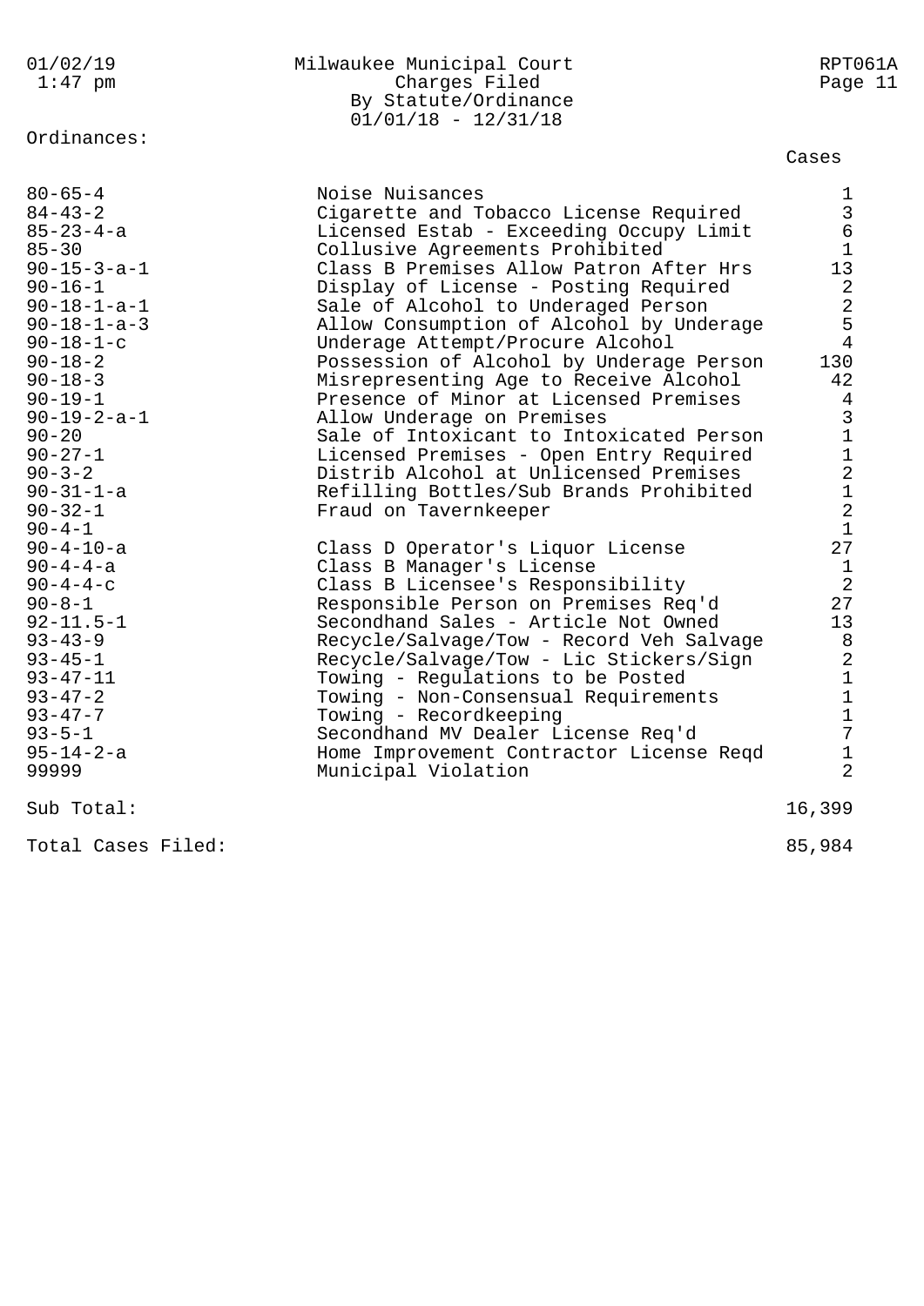Milwaukee Municipal Court
Charges Filed
By Statute/Ordinance
01/01/18 - 12/31/18

Ordinances:

| Ordinance | Description | Cases |
|---|---|---|
| 80-65-4 | Noise Nuisances | 1 |
| 84-43-2 | Cigarette and Tobacco License Required | 3 |
| 85-23-4-a | Licensed Estab - Exceeding Occupy Limit | 6 |
| 85-30 | Collusive Agreements Prohibited | 1 |
| 90-15-3-a-1 | Class B Premises Allow Patron After Hrs | 13 |
| 90-16-1 | Display of License - Posting Required | 2 |
| 90-18-1-a-1 | Sale of Alcohol to Underaged Person | 2 |
| 90-18-1-a-3 | Allow Consumption of Alcohol by Underage | 5 |
| 90-18-1-c | Underage Attempt/Procure Alcohol | 4 |
| 90-18-2 | Possession of Alcohol by Underage Person | 130 |
| 90-18-3 | Misrepresenting Age to Receive Alcohol | 42 |
| 90-19-1 | Presence of Minor at Licensed Premises | 4 |
| 90-19-2-a-1 | Allow Underage on Premises | 3 |
| 90-20 | Sale of Intoxicant to Intoxicated Person | 1 |
| 90-27-1 | Licensed Premises - Open Entry Required | 1 |
| 90-3-2 | Distrib Alcohol at Unlicensed Premises | 2 |
| 90-31-1-a | Refilling Bottles/Sub Brands Prohibited | 1 |
| 90-32-1 | Fraud on Tavernkeeper | 2 |
| 90-4-1 | | 1 |
| 90-4-10-a | Class D Operator's Liquor License | 27 |
| 90-4-4-a | Class B Manager's License | 1 |
| 90-4-4-c | Class B Licensee's Responsibility | 2 |
| 90-8-1 | Responsible Person on Premises Req'd | 27 |
| 92-11.5-1 | Secondhand Sales - Article Not Owned | 13 |
| 93-43-9 | Recycle/Salvage/Tow - Record Veh Salvage | 8 |
| 93-45-1 | Recycle/Salvage/Tow - Lic Stickers/Sign | 2 |
| 93-47-11 | Towing - Regulations to be Posted | 1 |
| 93-47-2 | Towing - Non-Consensual Requirements | 1 |
| 93-47-7 | Towing - Recordkeeping | 1 |
| 93-5-1 | Secondhand MV Dealer License Req'd | 7 |
| 95-14-2-a | Home Improvement Contractor License Reqd | 1 |
| 99999 | Municipal Violation | 2 |
| Sub Total: | | 16,399 |
| Total Cases Filed: | | 85,984 |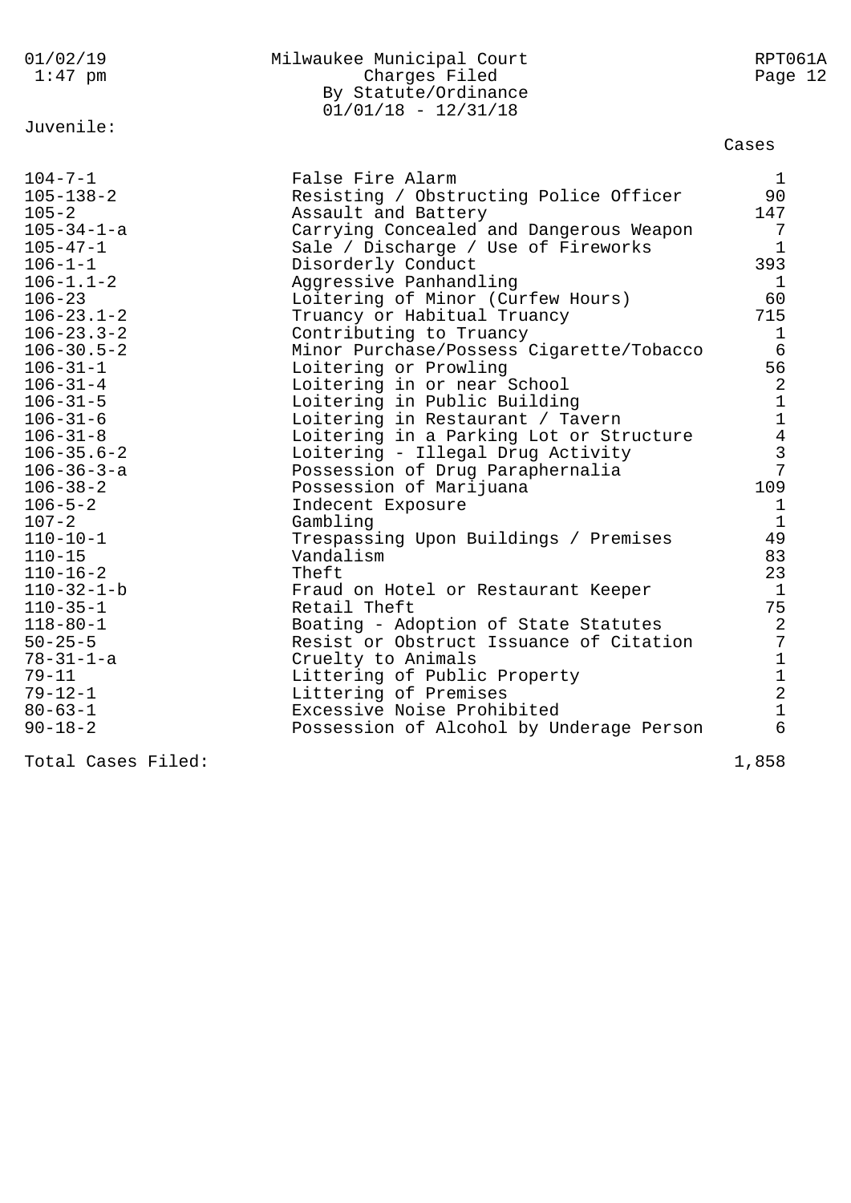Milwaukee Municipal Court
Charges Filed
By Statute/Ordinance
01/01/18 - 12/31/18

Juvenile:

| | | Cases |
|---|---|---|
| 104-7-1 | False Fire Alarm | 1 |
| 105-138-2 | Resisting / Obstructing Police Officer | 90 |
| 105-2 | Assault and Battery | 147 |
| 105-34-1-a | Carrying Concealed and Dangerous Weapon | 7 |
| 105-47-1 | Sale / Discharge / Use of Fireworks | 1 |
| 106-1-1 | Disorderly Conduct | 393 |
| 106-1.1-2 | Aggressive Panhandling | 1 |
| 106-23 | Loitering of Minor (Curfew Hours) | 60 |
| 106-23.1-2 | Truancy or Habitual Truancy | 715 |
| 106-23.3-2 | Contributing to Truancy | 1 |
| 106-30.5-2 | Minor Purchase/Possess Cigarette/Tobacco | 6 |
| 106-31-1 | Loitering or Prowling | 56 |
| 106-31-4 | Loitering in or near School | 2 |
| 106-31-5 | Loitering in Public Building | 1 |
| 106-31-6 | Loitering in Restaurant / Tavern | 1 |
| 106-31-8 | Loitering in a Parking Lot or Structure | 4 |
| 106-35.6-2 | Loitering - Illegal Drug Activity | 3 |
| 106-36-3-a | Possession of Drug Paraphernalia | 7 |
| 106-38-2 | Possession of Marijuana | 109 |
| 106-5-2 | Indecent Exposure | 1 |
| 107-2 | Gambling | 1 |
| 110-10-1 | Trespassing Upon Buildings / Premises | 49 |
| 110-15 | Vandalism | 83 |
| 110-16-2 | Theft | 23 |
| 110-32-1-b | Fraud on Hotel or Restaurant Keeper | 1 |
| 110-35-1 | Retail Theft | 75 |
| 118-80-1 | Boating - Adoption of State Statutes | 2 |
| 50-25-5 | Resist or Obstruct Issuance of Citation | 7 |
| 78-31-1-a | Cruelty to Animals | 1 |
| 79-11 | Littering of Public Property | 1 |
| 79-12-1 | Littering of Premises | 2 |
| 80-63-1 | Excessive Noise Prohibited | 1 |
| 90-18-2 | Possession of Alcohol by Underage Person | 6 |

Total Cases Filed: 1,858